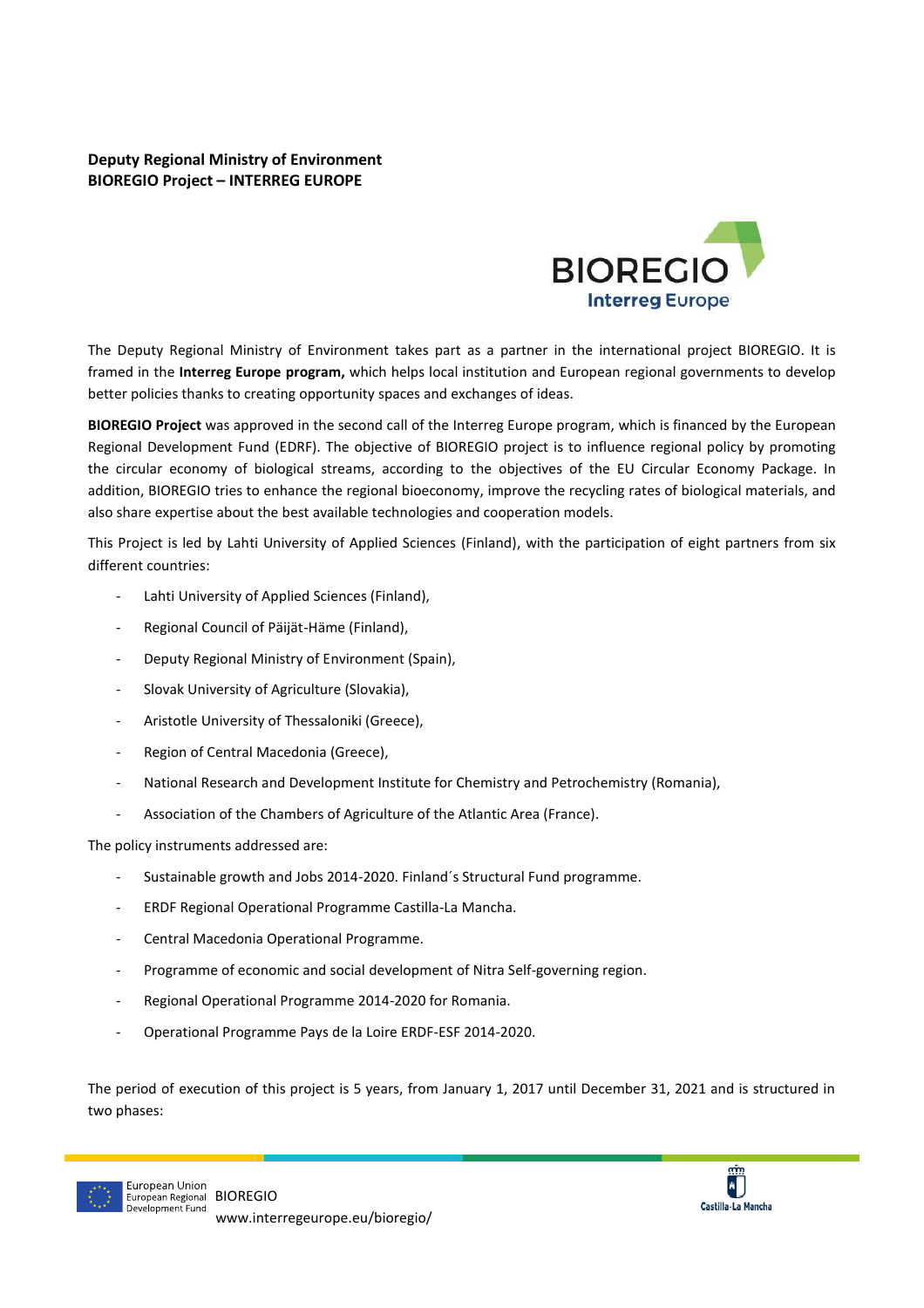**Deputy Regional Ministry of Environment**
**BIOREGIO Project – INTERREG EUROPE**

The Deputy Regional Ministry of Environment takes part as a partner in the international project BIOREGIO. It is framed in the **Interreg Europe program,** which helps local institution and European regional governments to develop better policies thanks to creating opportunity spaces and exchanges of ideas.

**BIOREGIO Project** was approved in the second call of the Interreg Europe program, which is financed by the European Regional Development Fund (EDRF). The objective of BIOREGIO project is to influence regional policy by promoting the circular economy of biological streams, according to the objectives of the EU Circular Economy Package. In addition, BIOREGIO tries to enhance the regional bioeconomy, improve the recycling rates of biological materials, and also share expertise about the best available technologies and cooperation models.

This Project is led by Lahti University of Applied Sciences (Finland), with the participation of eight partners from six different countries:

- Lahti University of Applied Sciences (Finland),
- Regional Council of Päijät-Häme (Finland),
- Deputy Regional Ministry of Environment (Spain),
- Slovak University of Agriculture (Slovakia),
- Aristotle University of Thessaloniki (Greece),
- Region of Central Macedonia (Greece),
- National Research and Development Institute for Chemistry and Petrochemistry (Romania),
- Association of the Chambers of Agriculture of the Atlantic Area (France).

The policy instruments addressed are:

- Sustainable growth and Jobs 2014-2020. Finland´s Structural Fund programme.
- ERDF Regional Operational Programme Castilla-La Mancha.
- Central Macedonia Operational Programme.
- Programme of economic and social development of Nitra Self-governing region.
- Regional Operational Programme 2014-2020 for Romania.
- Operational Programme Pays de la Loire ERDF-ESF 2014-2020.

The period of execution of this project is 5 years, from January 1, 2017 until December 31, 2021 and is structured in two phases: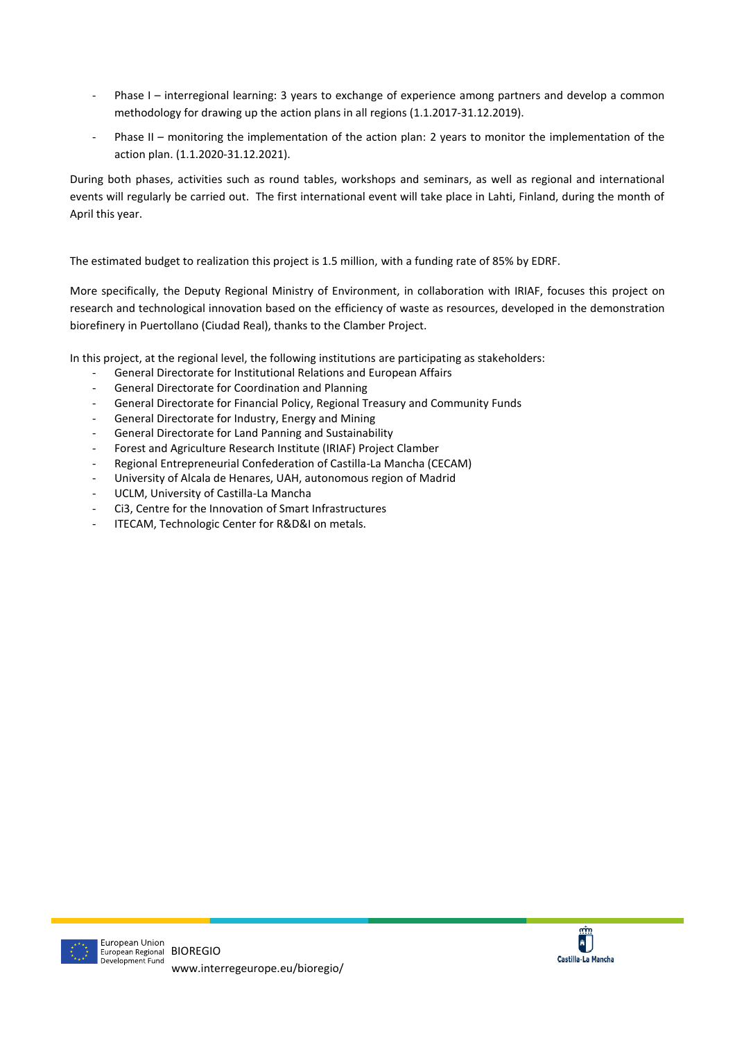- Phase I – interregional learning: 3 years to exchange of experience among partners and develop a common methodology for drawing up the action plans in all regions (1.1.2017-31.12.2019).
- Phase II – monitoring the implementation of the action plan: 2 years to monitor the implementation of the action plan. (1.1.2020-31.12.2021).

During both phases, activities such as round tables, workshops and seminars, as well as regional and international events will regularly be carried out. The first international event will take place in Lahti, Finland, during the month of April this year.

The estimated budget to realization this project is 1.5 million, with a funding rate of 85% by EDRF.

More specifically, the Deputy Regional Ministry of Environment, in collaboration with IRIAF, focuses this project on research and technological innovation based on the efficiency of waste as resources, developed in the demonstration biorefinery in Puertollano (Ciudad Real), thanks to the Clamber Project.

In this project, at the regional level, the following institutions are participating as stakeholders:

- General Directorate for Institutional Relations and European Affairs
- General Directorate for Coordination and Planning
- General Directorate for Financial Policy, Regional Treasury and Community Funds
- General Directorate for Industry, Energy and Mining
- General Directorate for Land Panning and Sustainability
- Forest and Agriculture Research Institute (IRIAF) Project Clamber
- Regional Entrepreneurial Confederation of Castilla-La Mancha (CECAM)
- University of Alcala de Henares, UAH, autonomous region of Madrid
- UCLM, University of Castilla-La Mancha
- Ci3, Centre for the Innovation of Smart Infrastructures
- ITECAM, Technologic Center for R&D&I on metals.